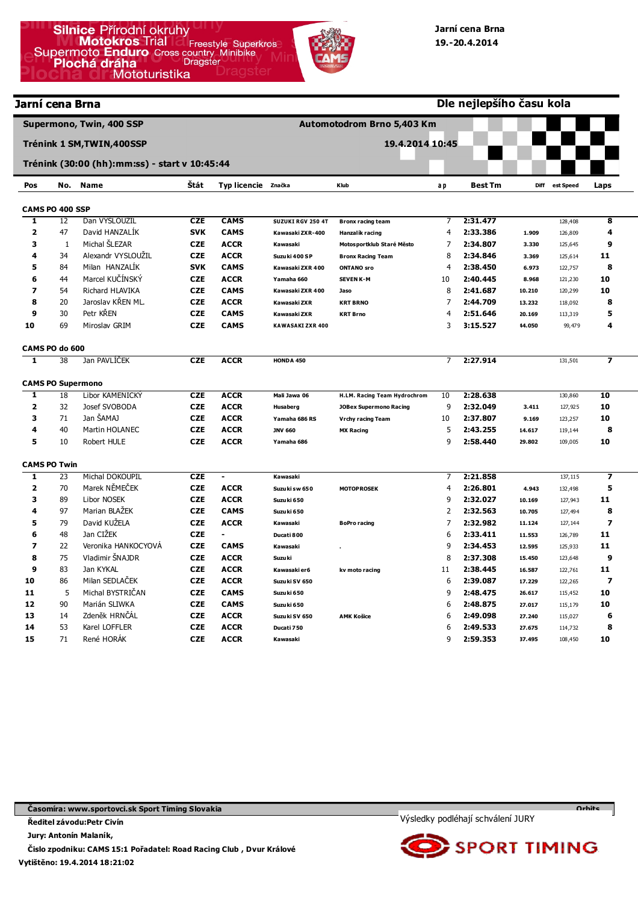Jarní cena Brna
19.-20.4.2014

## Jarní cena Brna

**Dle nejlepšího času kola**

**Supermono, Twin, 400 SSP** — **Automotodrom Brno 5,403 Km**

**Trénink 1 SM,TWIN,400SSP** — **19.4.2014 10:45**

**Trénink (30:00 (hh):mm:ss) - start v 10:45:44**

| Pos | No. | Name | Štát | Typ licencie | Značka | Klub | a p | Best Tm | Diff | est Speed | Laps |
|---|---|---|---|---|---|---|---|---|---|---|---|
| **CAMS PO 400 SSP** | | | | | | | | | | | |
| 1 | 12 | Dan VYSLOUZIL | CZE | CAMS | SUZUKI RGV 250 4T | Bronx racing team | 7 | 2:31.477 | | 128,408 | 8 |
| 2 | 47 | David HANZALÍK | SVK | CAMS | Kawasaki ZXR-400 | Hanzalik racing | 4 | 2:33.386 | 1.909 | 126,809 | 4 |
| 3 | 1 | Michal ŠLEZAR | CZE | ACCR | Kawasaki | Motosportklub Staré Město | 7 | 2:34.807 | 3.330 | 125,645 | 9 |
| 4 | 34 | Alexandr VYSLOUŽIL | CZE | ACCR | Suzuki 400 SP | Bronx Racing Team | 8 | 2:34.846 | 3.369 | 125,614 | 11 |
| 5 | 84 | Milan HANZALÍK | SVK | CAMS | Kawasaki ZXR 400 | ONTANO sro | 4 | 2:38.450 | 6.973 | 122,757 | 8 |
| 6 | 44 | Marcel KUČÍNSKÝ | CZE | ACCR | Yamaha 660 | SEVEN K-M | 10 | 2:40.445 | 8.968 | 121,230 | 10 |
| 7 | 54 | Richard HLAVIKA | CZE | CAMS | Kawasaki ZXR 400 | Jaso | 8 | 2:41.687 | 10.210 | 120,299 | 10 |
| 8 | 20 | Jaroslav KŘEN ML. | CZE | ACCR | Kawasaki ZXR | KRT BRNO | 7 | 2:44.709 | 13.232 | 118,092 | 8 |
| 9 | 30 | Petr KŘEN | CZE | CAMS | Kawasaki ZXR | KRT Brno | 4 | 2:51.646 | 20.169 | 113,319 | 5 |
| 10 | 69 | Miroslav GRIM | CZE | CAMS | KAWASAKI ZXR 400 | | 3 | 3:15.527 | 44.050 | 99,479 | 4 |
| **CAMS PO do 600** | | | | | | | | | | | |
| 1 | 38 | Jan PAVLÍČEK | CZE | ACCR | HONDA 450 | | 7 | 2:27.914 | | 131,501 | 7 |
| **CAMS PO Supermono** | | | | | | | | | | | |
| 1 | 18 | Libor KAMENICKÝ | CZE | ACCR | Mali Jawa 06 | H.LM. Racing Team Hydrochrom | 10 | 2:28.638 | | 130,860 | 10 |
| 2 | 32 | Josef SVOBODA | CZE | ACCR | Husaberg | JOBex Supermono Racing | 9 | 2:32.049 | 3.411 | 127,925 | 10 |
| 3 | 71 | Jan ŠAMAJ | CZE | ACCR | Yamaha 686 RS | Vrchy racing Team | 10 | 2:37.807 | 9.169 | 123,257 | 10 |
| 4 | 40 | Martin HOLANEC | CZE | ACCR | JNV 660 | MX Racing | 5 | 2:43.255 | 14.617 | 119,144 | 8 |
| 5 | 10 | Robert HULE | CZE | ACCR | Yamaha 686 | | 9 | 2:58.440 | 29.802 | 109,005 | 10 |
| **CAMS PO Twin** | | | | | | | | | | | |
| 1 | 23 | Michal DOKOUPIL | CZE | - | Kawasaki | | 7 | 2:21.858 | | 137,115 | 7 |
| 2 | 70 | Marek NĚMEČEK | CZE | ACCR | Suzuki sw 650 | MOTOPROSEK | 4 | 2:26.801 | 4.943 | 132,498 | 5 |
| 3 | 89 | Libor NOSEK | CZE | ACCR | Suzuki 650 | | 9 | 2:32.027 | 10.169 | 127,943 | 11 |
| 4 | 97 | Marian BLAŽEK | CZE | CAMS | Suzuki 650 | | 2 | 2:32.563 | 10.705 | 127,494 | 8 |
| 5 | 79 | David KUŽELA | CZE | ACCR | Kawasaki | BoPro racing | 7 | 2:32.982 | 11.124 | 127,144 | 7 |
| 6 | 48 | Jan CIŽEK | CZE | - | Ducati 800 | | 6 | 2:33.411 | 11.553 | 126,789 | 11 |
| 7 | 22 | Veronika HANKOCYOVÁ | CZE | CAMS | Kawasaki | . | 9 | 2:34.453 | 12.595 | 125,933 | 11 |
| 8 | 75 | Vladimír ŠNAJDR | CZE | ACCR | Suzuki | | 8 | 2:37.308 | 15.450 | 123,648 | 9 |
| 9 | 83 | Jan KYKAL | CZE | ACCR | Kawasaki er6 | kv moto racing | 11 | 2:38.445 | 16.587 | 122,761 | 11 |
| 10 | 86 | Milan SEDLAČEK | CZE | ACCR | Suzuki SV 650 | | 6 | 2:39.087 | 17.229 | 122,265 | 7 |
| 11 | 5 | Michal BYSTRIČAN | CZE | CAMS | Suzuki 650 | | 9 | 2:48.475 | 26.617 | 115,452 | 10 |
| 12 | 90 | Marián SLIWKA | CZE | CAMS | Suzuki 650 | | 6 | 2:48.875 | 27.017 | 115,179 | 10 |
| 13 | 14 | Zdeněk HRNČÁL | CZE | ACCR | Suzuki SV 650 | AMK Košice | 6 | 2:49.098 | 27.240 | 115,027 | 6 |
| 14 | 53 | Karel LOFFLER | CZE | ACCR | Ducati 750 | | 6 | 2:49.533 | 27.675 | 114,732 | 8 |
| 15 | 71 | René HORÁK | CZE | ACCR | Kawasaki | | 9 | 2:59.353 | 37.495 | 108,450 | 10 |

Časomíra: www.sportovci.sk Sport Timing Slovakia — Orbits

Ředitel závodu:Petr Cívín

Jury: Antonín Malaník,

Číslo zpodniku: CAMS 15:1 Pořadatel: Road Racing Club , Dvur Králové

Vytištěno: 19.4.2014 18:21:02

Výsledky podléhají schválení JURY

SPORT TIMING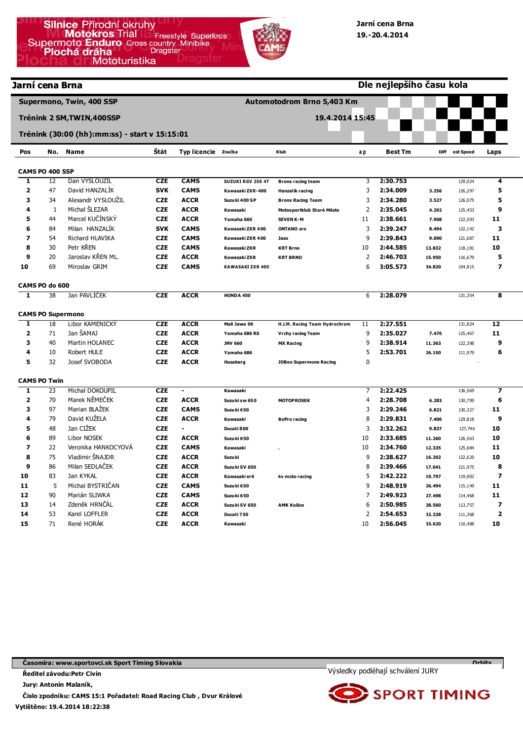# Jarní cena Brna

Jarní cena Brna
19.-20.4.2014

## Jarní cena Brna — Dle nejlepšího času kola

**Supermono, Twin, 400 SSP** — **Automotodrom Brno 5,403 Km**

**Trénink 2 SM,TWIN,400SSP** — **19.4.2014 15:45**

**Trénink (30:00 (hh):mm:ss) - start v 15:15:01**

| Pos | No. | Name | Štát | Typ licencie | Značka | Klub | a p | Best Tm | Diff | est Speed | Laps |
|---|---|---|---|---|---|---|---|---|---|---|---|
| **CAMS PO 400 SSP** | | | | | | | | | | | |
| 1 | 12 | Dan VYSLOUZIL | CZE | CAMS | SUZUKI RGV 250 4T | Bronx racing team | 3 | 2:30.753 | | 129,024 | 4 |
| 2 | 47 | David HANZALÍK | SVK | CAMS | Kawasaki ZXR-400 | Hanzalik racing | 3 | 2:34.009 | 3.256 | 126,297 | 5 |
| 3 | 34 | Alexandr VYSLOUŽIL | CZE | ACCR | Suzuki 400 SP | Bronx Racing Team | 3 | 2:34.280 | 3.527 | 126,075 | 5 |
| 4 | 1 | Michal ŠLEZAR | CZE | ACCR | Kawasaki | Motosportklub Staré Město | 2 | 2:35.045 | 4.292 | 125,453 | 9 |
| 5 | 44 | Marcel KUČÍNSKÝ | CZE | ACCR | Yamaha 660 | SEVEN K-M | 11 | 2:38.661 | 7.908 | 122,593 | 11 |
| 6 | 84 | Milan HANZALÍK | SVK | CAMS | Kawasaki ZXR 400 | ONTANO sro | 3 | 2:39.247 | 8.494 | 122,142 | 3 |
| 7 | 54 | Richard HLAVIKA | CZE | CAMS | Kawasaki ZXR 400 | Jaso | 9 | 2:39.843 | 9.090 | 121,687 | 11 |
| 8 | 30 | Petr KŘEN | CZE | CAMS | Kawasaki ZXR | KRT Brno | 10 | 2:44.585 | 13.832 | 118,181 | 10 |
| 9 | 20 | Jaroslav KŘEN ML. | CZE | ACCR | Kawasaki ZXR | KRT BRNO | 2 | 2:46.703 | 15.950 | 116,679 | 5 |
| 10 | 69 | Miroslav GRIM | CZE | CAMS | KAWASAKI ZXR 400 | | 6 | 3:05.573 | 34.820 | 104,815 | 7 |
| **CAMS PO do 600** | | | | | | | | | | | |
| 1 | 38 | Jan PAVLÍČEK | CZE | ACCR | HONDA 450 | | 6 | 2:28.079 | | 131,354 | 8 |
| **CAMS PO Supermono** | | | | | | | | | | | |
| 1 | 18 | Libor KAMENICKÝ | CZE | ACCR | Mali Jawa 06 | H.L.M. Racing Team Hydrochrom | 11 | 2:27.551 | | 131,824 | 12 |
| 2 | 71 | Jan ŠAMAJ | CZE | ACCR | Yamaha 686 RS | Vrchy racing Team | 9 | 2:35.027 | 7.476 | 125,467 | 11 |
| 3 | 40 | Martin HOLANEC | CZE | ACCR | JNV 660 | MX Racing | 9 | 2:38.914 | 11.363 | 122,398 | 9 |
| 4 | 10 | Robert HULE | CZE | ACCR | Yamaha 686 | | 5 | 2:53.701 | 26.150 | 111,979 | 6 |
| 5 | 32 | Josef SVOBODA | CZE | ACCR | Husaberg | JOBex Supermono Racing | 0 | | | - | |
| **CAMS PO Twin** | | | | | | | | | | | |
| 1 | 23 | Michal DOKOUPIL | CZE | - | Kawasaki | | 7 | 2:22.425 | | 136,569 | 7 |
| 2 | 70 | Marek NĚMEČEK | CZE | ACCR | Suzuki sw 650 | MOTOPROSEK | 4 | 2:28.708 | 6.283 | 130,799 | 6 |
| 3 | 97 | Marian BLAŽEK | CZE | CAMS | Suzuki 650 | | 3 | 2:29.246 | 6.821 | 130,327 | 11 |
| 4 | 79 | David KUŽELA | CZE | ACCR | Kawasaki | BoPro racing | 8 | 2:29.831 | 7.406 | 129,818 | 9 |
| 5 | 48 | Jan CIŽEK | CZE | - | Ducati 800 | | 3 | 2:32.262 | 9.837 | 127,746 | 10 |
| 6 | 89 | Libor NOSEK | CZE | ACCR | Suzuki 650 | | 10 | 2:33.685 | 11.260 | 126,563 | 10 |
| 7 | 22 | Veronika HANKOCYOVÁ | CZE | CAMS | Kawasaki | . | 10 | 2:34.760 | 12.335 | 125,684 | 11 |
| 8 | 75 | Vladimír ŠNAJDR | CZE | ACCR | Suzuki | | 9 | 2:38.627 | 16.202 | 122,620 | 10 |
| 9 | 86 | Milan SEDLAČEK | CZE | ACCR | Suzuki SV 650 | | 8 | 2:39.466 | 17.041 | 121,975 | 8 |
| 10 | 83 | Jan KYKAL | CZE | ACCR | Kawasaki er6 | kv moto racing | 5 | 2:42.222 | 19.797 | 119,902 | 7 |
| 11 | 5 | Michal BYSTRIČAN | CZE | CAMS | Suzuki 650 | | 9 | 2:48.919 | 26.494 | 115,149 | 11 |
| 12 | 90 | Marián SLIWKA | CZE | CAMS | Suzuki 650 | | 7 | 2:49.923 | 27.498 | 114,468 | 11 |
| 13 | 14 | Zdeněk HRNČÁL | CZE | ACCR | Suzuki SV 650 | AMK Košice | 6 | 2:50.985 | 28.560 | 113,757 | 7 |
| 14 | 53 | Karel LOFFLER | CZE | ACCR | Ducati 750 | | 2 | 2:54.653 | 32.228 | 111,368 | 2 |
| 15 | 71 | René HORÁK | CZE | ACCR | Kawasaki | | 10 | 2:56.045 | 33.620 | 110,488 | 10 |

**Časomíra: www.sportovci.sk Sport Timing Slovakia** — Orbits

Výsledky podléhají schválení JURY

**Ředitel závodu:Petr Cívín**

**Jury: Antonín Malaník,**

**Číslo zpodniku: CAMS 15:1 Pořadatel: Road Racing Club , Dvur Králové**

**Vytištěno: 19.4.2014 18:22:38**

SPORT TIMING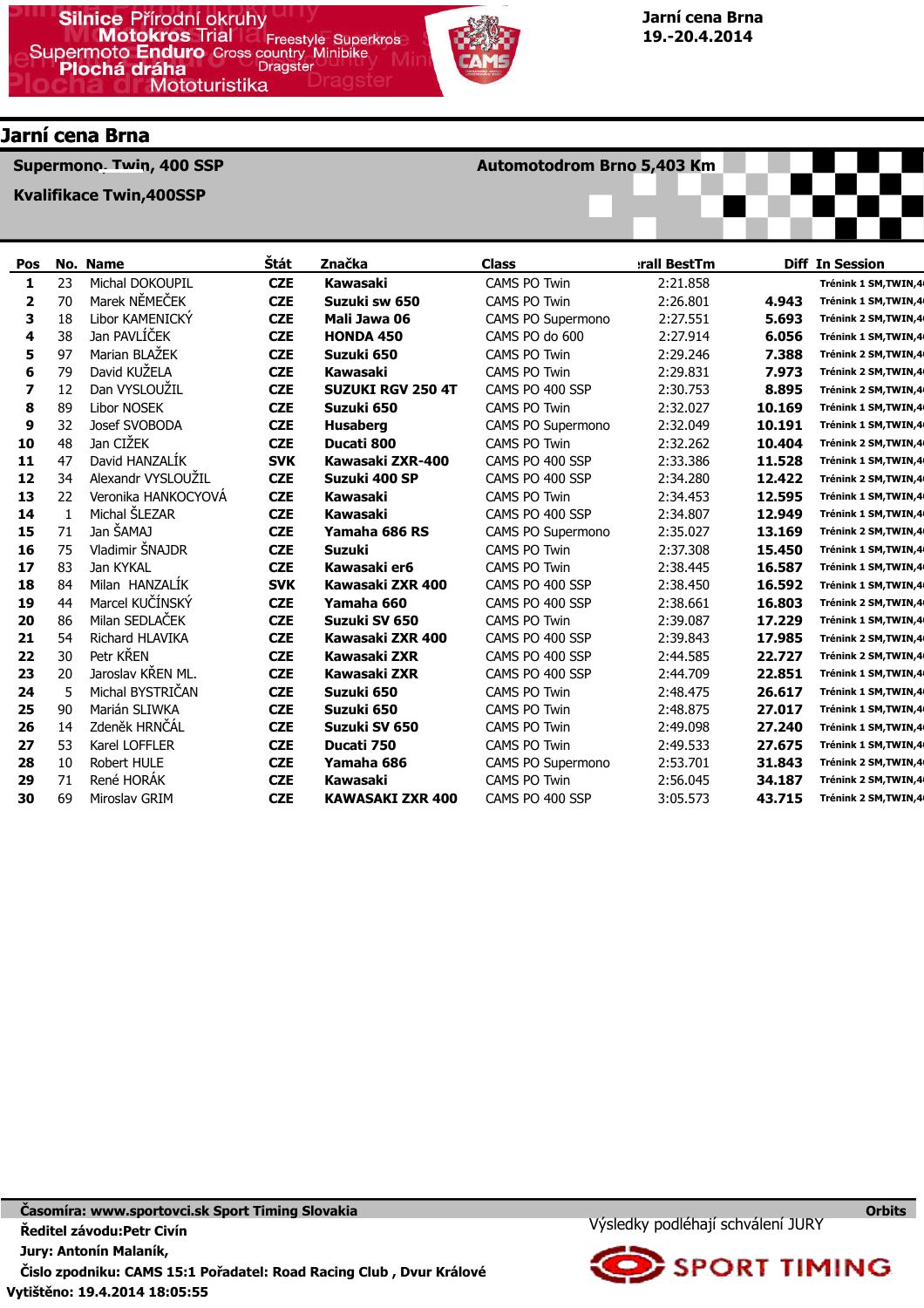Jarní cena Brna
19.-20.4.2014

## Jarní cena Brna

**Supermono, Twin, 400 SSP** — **Automotodrom Brno 5,403 Km**

**Kvalifikace Twin,400SSP**

| Pos | No. | Name | Štát | Značka | Class | rall BestTm | Diff | In Session |
|---|---|---|---|---|---|---|---|---|
| 1 | 23 | Michal DOKOUPIL | CZE | Kawasaki | CAMS PO Twin | 2:21.858 | | Trénink 1 SM,TWIN,4 |
| 2 | 70 | Marek NĚMEČEK | CZE | Suzuki sw 650 | CAMS PO Twin | 2:26.801 | 4.943 | Trénink 1 SM,TWIN,4 |
| 3 | 18 | Libor KAMENICKÝ | CZE | Mali Jawa 06 | CAMS PO Supermono | 2:27.551 | 5.693 | Trénink 2 SM,TWIN,4 |
| 4 | 38 | Jan PAVLÍČEK | CZE | HONDA 450 | CAMS PO do 600 | 2:27.914 | 6.056 | Trénink 1 SM,TWIN,4 |
| 5 | 97 | Marian BLAŽEK | CZE | Suzuki 650 | CAMS PO Twin | 2:29.246 | 7.388 | Trénink 2 SM,TWIN,4 |
| 6 | 79 | David KUŽELA | CZE | Kawasaki | CAMS PO Twin | 2:29.831 | 7.973 | Trénink 2 SM,TWIN,4 |
| 7 | 12 | Dan VYSLOUŽIL | CZE | SUZUKI RGV 250 4T | CAMS PO 400 SSP | 2:30.753 | 8.895 | Trénink 2 SM,TWIN,4 |
| 8 | 89 | Libor NOSEK | CZE | Suzuki 650 | CAMS PO Twin | 2:32.027 | 10.169 | Trénink 1 SM,TWIN,4 |
| 9 | 32 | Josef SVOBODA | CZE | Husaberg | CAMS PO Supermono | 2:32.049 | 10.191 | Trénink 1 SM,TWIN,4 |
| 10 | 48 | Jan CIŽEK | CZE | Ducati 800 | CAMS PO Twin | 2:32.262 | 10.404 | Trénink 2 SM,TWIN,4 |
| 11 | 47 | David HANZALÍK | SVK | Kawasaki ZXR-400 | CAMS PO 400 SSP | 2:33.386 | 11.528 | Trénink 1 SM,TWIN,4 |
| 12 | 34 | Alexandr VYSLOUŽIL | CZE | Suzuki 400 SP | CAMS PO 400 SSP | 2:34.280 | 12.422 | Trénink 2 SM,TWIN,4 |
| 13 | 22 | Veronika HANKOCYOVÁ | CZE | Kawasaki | CAMS PO Twin | 2:34.453 | 12.595 | Trénink 1 SM,TWIN,4 |
| 14 | 1 | Michal ŠLEZAR | CZE | Kawasaki | CAMS PO 400 SSP | 2:34.807 | 12.949 | Trénink 1 SM,TWIN,4 |
| 15 | 71 | Jan ŠAMAJ | CZE | Yamaha 686 RS | CAMS PO Supermono | 2:35.027 | 13.169 | Trénink 2 SM,TWIN,4 |
| 16 | 75 | Vladimír ŠNAJDR | CZE | Suzuki | CAMS PO Twin | 2:37.308 | 15.450 | Trénink 1 SM,TWIN,4 |
| 17 | 83 | Jan KYKAL | CZE | Kawasaki er6 | CAMS PO Twin | 2:38.445 | 16.587 | Trénink 1 SM,TWIN,4 |
| 18 | 84 | Milan HANZALÍK | SVK | Kawasaki ZXR 400 | CAMS PO 400 SSP | 2:38.450 | 16.592 | Trénink 1 SM,TWIN,4 |
| 19 | 44 | Marcel KUČÍNSKÝ | CZE | Yamaha 660 | CAMS PO 400 SSP | 2:38.661 | 16.803 | Trénink 2 SM,TWIN,4 |
| 20 | 86 | Milan SEDLÁČEK | CZE | Suzuki SV 650 | CAMS PO Twin | 2:39.087 | 17.229 | Trénink 1 SM,TWIN,4 |
| 21 | 54 | Richard HLAVIKA | CZE | Kawasaki ZXR 400 | CAMS PO 400 SSP | 2:39.843 | 17.985 | Trénink 2 SM,TWIN,4 |
| 22 | 30 | Petr KŘEN | CZE | Kawasaki ZXR | CAMS PO 400 SSP | 2:44.585 | 22.727 | Trénink 2 SM,TWIN,4 |
| 23 | 20 | Jaroslav KŘEN ML. | CZE | Kawasaki ZXR | CAMS PO 400 SSP | 2:44.709 | 22.851 | Trénink 1 SM,TWIN,4 |
| 24 | 5 | Michal BYSTRIČAN | CZE | Suzuki 650 | CAMS PO Twin | 2:48.475 | 26.617 | Trénink 1 SM,TWIN,4 |
| 25 | 90 | Marián SLIWKA | CZE | Suzuki 650 | CAMS PO Twin | 2:48.875 | 27.017 | Trénink 1 SM,TWIN,4 |
| 26 | 14 | Zdeněk HRNČÁL | CZE | Suzuki SV 650 | CAMS PO Twin | 2:49.098 | 27.240 | Trénink 1 SM,TWIN,4 |
| 27 | 53 | Karel LOFFLER | CZE | Ducati 750 | CAMS PO Twin | 2:49.533 | 27.675 | Trénink 1 SM,TWIN,4 |
| 28 | 10 | Robert HULE | CZE | Yamaha 686 | CAMS PO Supermono | 2:53.701 | 31.843 | Trénink 2 SM,TWIN,4 |
| 29 | 71 | René HORÁK | CZE | Kawasaki | CAMS PO Twin | 2:56.045 | 34.187 | Trénink 2 SM,TWIN,4 |
| 30 | 69 | Miroslav GRIM | CZE | KAWASAKI ZXR 400 | CAMS PO 400 SSP | 3:05.573 | 43.715 | Trénink 2 SM,TWIN,4 |

**Časomíra: www.sportovci.sk Sport Timing Slovakia** — **Orbits**

**Ředitel závodu:Petr Civín**

**Jury: Antonín Malaník,**

**Číslo zpodniku: CAMS 15:1 Pořadatel: Road Racing Club , Dvur Králové**

**Vytištěno: 19.4.2014 18:05:55**

Výsledky podléhají schválení JURY

SPORT TIMING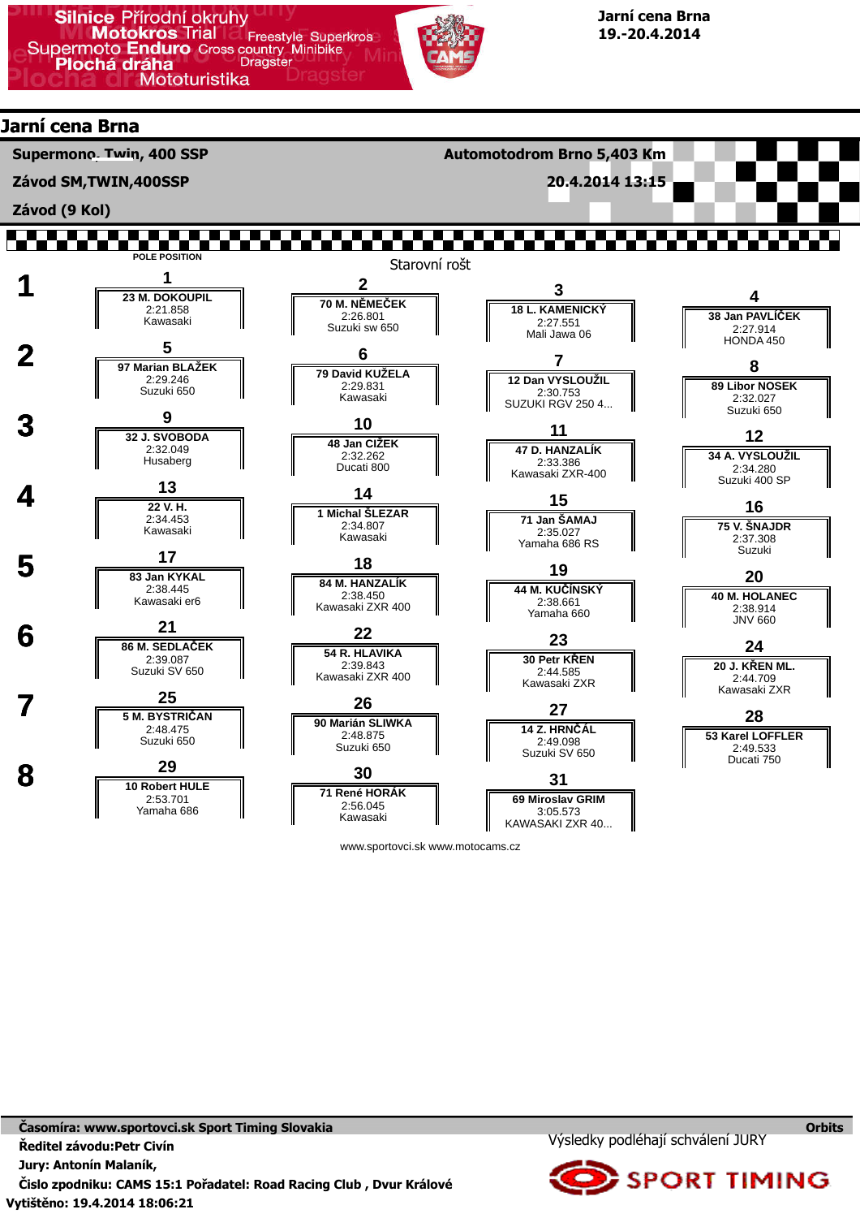**Jarní cena Brna**
**19.-20.4.2014**

## Jarní cena Brna

**Supermono, Twin, 400 SSP** — **Automotodrom Brno 5,403 Km**

**Závod SM,TWIN,400SSP** — **20.4.2014 13:15**

**Závod (9 Kol)**

POLE POSITION

Starovní rošt

| Řada | | | | |
|---|---|---|---|---|
| 1 | **1** 23 M. DOKOUPIL 2:21.858 Kawasaki | **2** 70 M. NĚMEČEK 2:26.801 Suzuki sw 650 | **3** 18 L. KAMENICKÝ 2:27.551 Mali Jawa 06 | **4** 38 Jan PAVLÍČEK 2:27.914 HONDA 450 |
| 2 | **5** 97 Marian BLAŽEK 2:29.246 Suzuki 650 | **6** 79 David KUŽELA 2:29.831 Kawasaki | **7** 12 Dan VYSLOUŽIL 2:30.753 SUZUKI RGV 250 4... | **8** 89 Libor NOSEK 2:32.027 Suzuki 650 |
| 3 | **9** 32 J. SVOBODA 2:32.049 Husaberg | **10** 48 Jan CÍŽEK 2:32.262 Ducati 800 | **11** 47 D. HANZALÍK 2:33.386 Kawasaki ZXR-400 | **12** 34 A. VYSLOUŽIL 2:34.280 Suzuki 400 SP |
| 4 | **13** 22 V. H. 2:34.453 Kawasaki | **14** 1 Michal ŠLEZAR 2:34.807 Kawasaki | **15** 71 Jan ŠAMAJ 2:35.027 Yamaha 686 RS | **16** 75 V. ŠNAJDR 2:37.308 Suzuki |
| 5 | **17** 83 Jan KYKAL 2:38.445 Kawasaki er6 | **18** 84 M. HANZALÍK 2:38.450 Kawasaki ZXR 400 | **19** 44 M. KUČÍNSKÝ 2:38.661 Yamaha 660 | **20** 40 M. HOLANEC 2:38.914 JNV 660 |
| 6 | **21** 86 M. SEDLAČEK 2:39.087 Suzuki SV 650 | **22** 54 R. HLAVIKA 2:39.843 Kawasaki ZXR 400 | **23** 30 Petr KŘEN 2:44.585 Kawasaki ZXR | **24** 20 J. KŘEN ML. 2:44.709 Kawasaki ZXR |
| 7 | **25** 5 M. BYSTRIČAN 2:48.475 Suzuki 650 | **26** 90 Marián SLIWKA 2:48.875 Suzuki 650 | **27** 14 Z. HRNČÁL 2:49.098 Suzuki SV 650 | **28** 53 Karel LOFFLER 2:49.533 Ducati 750 |
| 8 | **29** 10 Robert HULE 2:53.701 Yamaha 686 | **30** 71 René HORÁK 2:56.045 Kawasaki | **31** 69 Miroslav GRIM 3:05.573 KAWASAKI ZXR 40... | |

www.sportovci.sk www.motocams.cz

**Časomíra: www.sportovci.sk Sport Timing Slovakia** — **Orbits**

**Ředitel závodu:Petr Civín**

Výsledky podléhají schválení JURY

**Jury: Antonín Malaník,**

**Číslo zpodniku: CAMS 15:1 Pořadatel: Road Racing Club , Dvur Králové**

**Vytištěno: 19.4.2014 18:06:21**

SPORT TIMING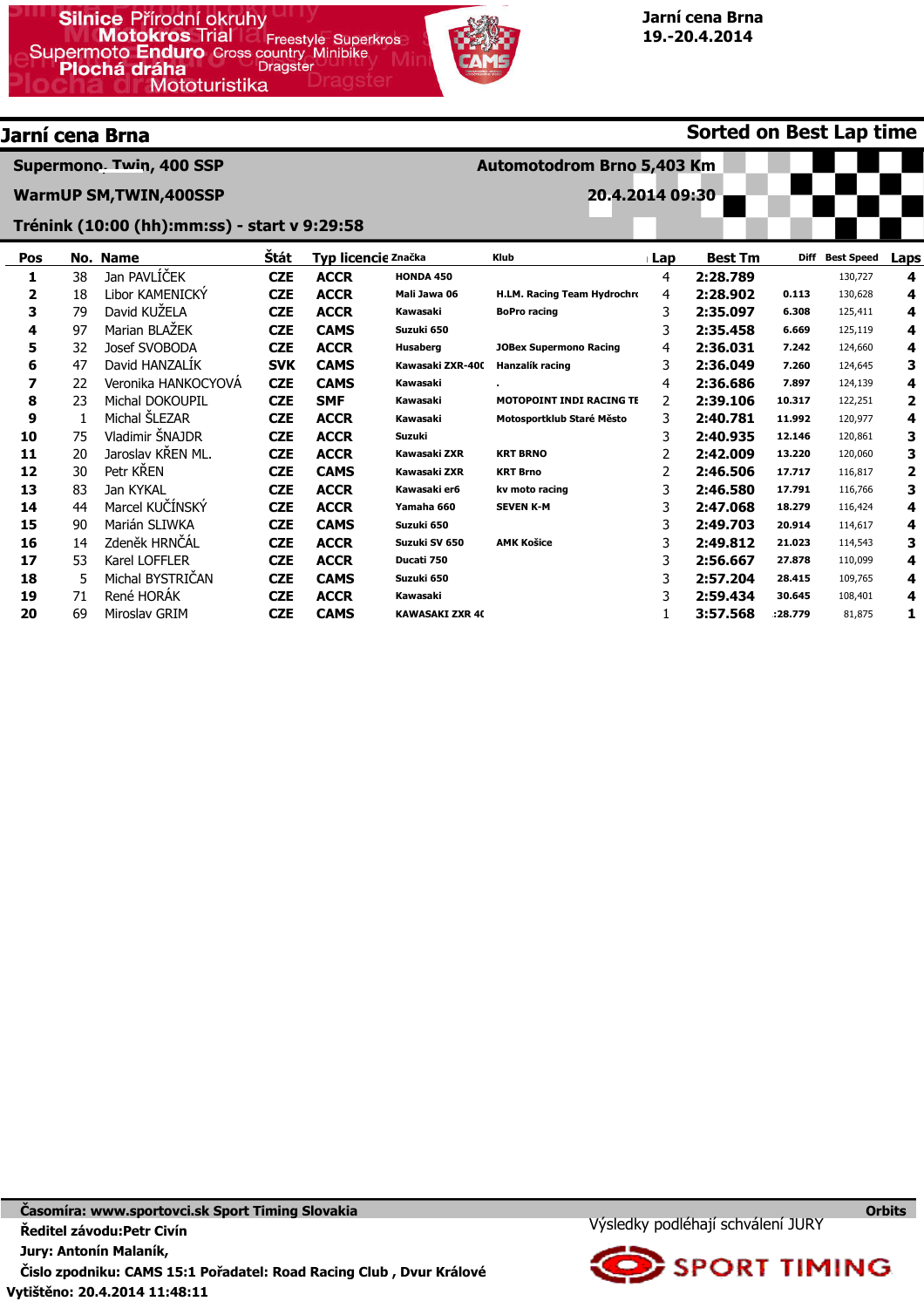Silnice Přírodní okruhy Motokros Trial Freestyle Superkros Supermoto Enduro Cross country Minibike Plochá dráha Dragster Mototuristika

**Jarní cena Brna**
**19.-20.4.2014**

## Jarní cena Brna

**Sorted on Best Lap time**

**Supermono, Twin, 400 SSP** — **Automotodrom Brno 5,403 Km**

**WarmUP SM,TWIN,400SSP** — **20.4.2014 09:30**

**Trénink (10:00 (hh):mm:ss) - start v 9:29:58**

| Pos | No. | Name | Štát | Typ licencie | Značka | Klub | Lap | Best Tm | Diff | Best Speed | Laps |
|---|---|---|---|---|---|---|---|---|---|---|---|
| 1 | 38 | Jan PAVLÍČEK | CZE | ACCR | HONDA 450 | | 4 | 2:28.789 | | 130,727 | 4 |
| 2 | 18 | Libor KAMENICKÝ | CZE | ACCR | Mali Jawa 06 | H.LM. Racing Team Hydrochr | 4 | 2:28.902 | 0.113 | 130,628 | 4 |
| 3 | 79 | David KUŽELA | CZE | ACCR | Kawasaki | BoPro racing | 3 | 2:35.097 | 6.308 | 125,411 | 4 |
| 4 | 97 | Marian BLAŽEK | CZE | CAMS | Suzuki 650 | | 3 | 2:35.458 | 6.669 | 125,119 | 4 |
| 5 | 32 | Josef SVOBODA | CZE | ACCR | Husaberg | JOBex Supermono Racing | 4 | 2:36.031 | 7.242 | 124,660 | 4 |
| 6 | 47 | David HANZALÍK | SVK | CAMS | Kawasaki ZXR-40( | Hanzalík racing | 3 | 2:36.049 | 7.260 | 124,645 | 3 |
| 7 | 22 | Veronika HANKOCYOVÁ | CZE | CAMS | Kawasaki | . | 4 | 2:36.686 | 7.897 | 124,139 | 4 |
| 8 | 23 | Michal DOKOUPIL | CZE | SMF | Kawasaki | MOTOPOINT INDI RACING TE | 2 | 2:39.106 | 10.317 | 122,251 | 2 |
| 9 | 1 | Michal ŠLEZAR | CZE | ACCR | Kawasaki | Motosportklub Staré Město | 3 | 2:40.781 | 11.992 | 120,977 | 4 |
| 10 | 75 | Vladimír ŠNAJDR | CZE | ACCR | Suzuki | | 3 | 2:40.935 | 12.146 | 120,861 | 3 |
| 11 | 20 | Jaroslav KŘEN ML. | CZE | ACCR | Kawasaki ZXR | KRT BRNO | 2 | 2:42.009 | 13.220 | 120,060 | 3 |
| 12 | 30 | Petr KŘEN | CZE | CAMS | Kawasaki ZXR | KRT Brno | 2 | 2:46.506 | 17.717 | 116,817 | 2 |
| 13 | 83 | Jan KYKAL | CZE | ACCR | Kawasaki er6 | kv moto racing | 3 | 2:46.580 | 17.791 | 116,766 | 3 |
| 14 | 44 | Marcel KUČÍNSKÝ | CZE | ACCR | Yamaha 660 | SEVEN K-M | 3 | 2:47.068 | 18.279 | 116,424 | 4 |
| 15 | 90 | Marián SLIWKA | CZE | CAMS | Suzuki 650 | | 3 | 2:49.703 | 20.914 | 114,617 | 4 |
| 16 | 14 | Zdeněk HRNČÁL | CZE | ACCR | Suzuki SV 650 | AMK Košice | 3 | 2:49.812 | 21.023 | 114,543 | 3 |
| 17 | 53 | Karel LOFFLER | CZE | ACCR | Ducati 750 | | 3 | 2:56.667 | 27.878 | 110,099 | 4 |
| 18 | 5 | Michal BYSTRIČAN | CZE | CAMS | Suzuki 650 | | 3 | 2:57.204 | 28.415 | 109,765 | 4 |
| 19 | 71 | René HORÁK | CZE | ACCR | Kawasaki | | 3 | 2:59.434 | 30.645 | 108,401 | 4 |
| 20 | 69 | Miroslav GRIM | CZE | CAMS | KAWASAKI ZXR 4( | | 1 | 3:57.568 | :28.779 | 81,875 | 1 |

**Časomíra: www.sportovci.sk Sport Timing Slovakia** — **Orbits**

**Ředitel závodu:Petr Civín**

Výsledky podléhají schválení JURY

**Jury: Antonín Malaník,**

**Číslo zpodniku: CAMS 15:1 Pořadatel: Road Racing Club , Dvur Králové**

**Vytištěno: 20.4.2014 11:48:11**

SPORT TIMING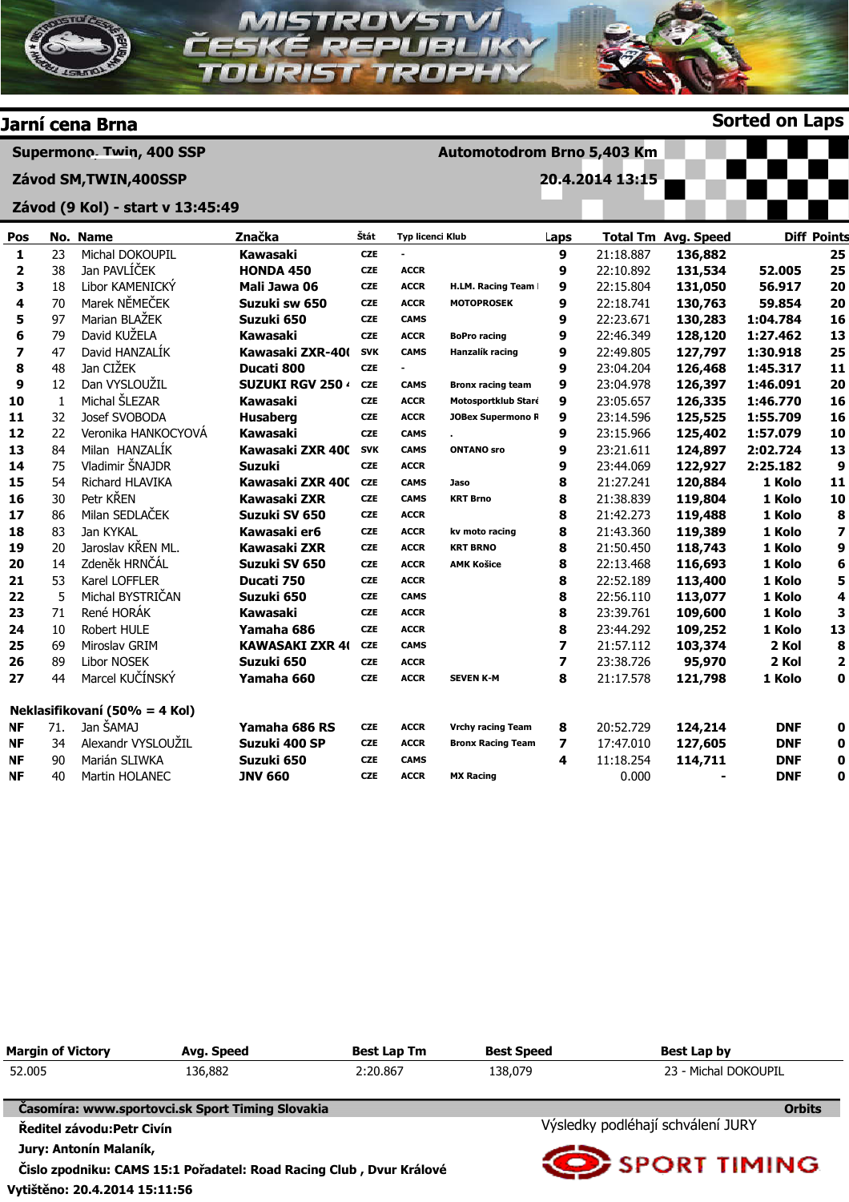# MISTROVSTVÍ ČESKÉ REPUBLIKY TOURIST TROPHY

## Jarní cena Brna

**Sorted on Laps**

**Supermono, Twin, 400 SSP** — **Automotodrom Brno 5,403 Km**

**Závod SM,TWIN,400SSP** — **20.4.2014 13:15**

**Závod (9 Kol) - start v 13:45:49**

| Pos | No. | Name | Značka | Štát | Typ licenci | Klub | Laps | Total Tm | Avg. Speed | Diff | Points |
|---|---|---|---|---|---|---|---|---|---|---|---|
| 1 | 23 | Michal DOKOUPIL | Kawasaki | CZE | - | | 9 | 21:18.887 | 136,882 | | 25 |
| 2 | 38 | Jan PAVLÍČEK | HONDA 450 | CZE | ACCR | | 9 | 22:10.892 | 131,534 | 52.005 | 25 |
| 3 | 18 | Libor KAMENICKÝ | Mali Jawa 06 | CZE | ACCR | H.LM. Racing Team | 9 | 22:15.804 | 131,050 | 56.917 | 20 |
| 4 | 70 | Marek NĚMEČEK | Suzuki sw 650 | CZE | ACCR | MOTOPROSEK | 9 | 22:18.741 | 130,763 | 59.854 | 20 |
| 5 | 97 | Marian BLAŽEK | Suzuki 650 | CZE | CAMS | | 9 | 22:23.671 | 130,283 | 1:04.784 | 16 |
| 6 | 79 | David KUŽELA | Kawasaki | CZE | ACCR | BoPro racing | 9 | 22:46.349 | 128,120 | 1:27.462 | 13 |
| 7 | 47 | David HANZALÍK | Kawasaki ZXR-40( | SVK | CAMS | Hanzalík racing | 9 | 22:49.805 | 127,797 | 1:30.918 | 25 |
| 8 | 48 | Jan CIŽEK | Ducati 800 | CZE | - | | 9 | 23:04.204 | 126,468 | 1:45.317 | 11 |
| 9 | 12 | Dan VYSLOUŽIL | SUZUKI RGV 250 | CZE | CAMS | Bronx racing team | 9 | 23:04.978 | 126,397 | 1:46.091 | 20 |
| 10 | 1 | Michal ŠLEZAR | Kawasaki | CZE | ACCR | Motosportklub Staré | 9 | 23:05.657 | 126,335 | 1:46.770 | 16 |
| 11 | 32 | Josef SVOBODA | Husaberg | CZE | ACCR | JOBex Supermono R | 9 | 23:14.596 | 125,525 | 1:55.709 | 16 |
| 12 | 22 | Veronika HANKOCYOVÁ | Kawasaki | CZE | CAMS | . | 9 | 23:15.966 | 125,402 | 1:57.079 | 10 |
| 13 | 84 | Milan HANZALÍK | Kawasaki ZXR 40( | SVK | CAMS | ONTANO sro | 9 | 23:21.611 | 124,897 | 2:02.724 | 13 |
| 14 | 75 | Vladimír ŠNAJDR | Suzuki | CZE | ACCR | | 9 | 23:44.069 | 122,927 | 2:25.182 | 9 |
| 15 | 54 | Richard HLAVIKA | Kawasaki ZXR 40( | CZE | CAMS | Jaso | 8 | 21:27.241 | 120,884 | 1 Kolo | 11 |
| 16 | 30 | Petr KŘEN | Kawasaki ZXR | CZE | CAMS | KRT Brno | 8 | 21:38.839 | 119,804 | 1 Kolo | 10 |
| 17 | 86 | Milan SEDLÁČEK | Suzuki SV 650 | CZE | ACCR | | 8 | 21:42.273 | 119,488 | 1 Kolo | 8 |
| 18 | 83 | Jan KYKAL | Kawasaki er6 | CZE | ACCR | kv moto racing | 8 | 21:43.360 | 119,389 | 1 Kolo | 7 |
| 19 | 20 | Jaroslav KŘEN ML. | Kawasaki ZXR | CZE | ACCR | KRT BRNO | 8 | 21:50.450 | 118,743 | 1 Kolo | 9 |
| 20 | 14 | Zdeněk HRNČÁL | Suzuki SV 650 | CZE | ACCR | AMK Košice | 8 | 22:13.468 | 116,693 | 1 Kolo | 6 |
| 21 | 53 | Karel LOFFLER | Ducati 750 | CZE | ACCR | | 8 | 22:52.189 | 113,400 | 1 Kolo | 5 |
| 22 | 5 | Michal BYSTRIČAN | Suzuki 650 | CZE | CAMS | | 8 | 22:56.110 | 113,077 | 1 Kolo | 4 |
| 23 | 71 | René HORÁK | Kawasaki | CZE | ACCR | | 8 | 23:39.761 | 109,600 | 1 Kolo | 3 |
| 24 | 10 | Robert HULE | Yamaha 686 | CZE | ACCR | | 8 | 23:44.292 | 109,252 | 1 Kolo | 13 |
| 25 | 69 | Miroslav GRIM | KAWASAKI ZXR 4( | CZE | CAMS | | 7 | 21:57.112 | 103,374 | 2 Kol | 8 |
| 26 | 89 | Libor NOSEK | Suzuki 650 | CZE | ACCR | | 7 | 23:38.726 | 95,970 | 2 Kol | 2 |
| 27 | 44 | Marcel KUČÍNSKÝ | Yamaha 660 | CZE | ACCR | SEVEN K-M | 8 | 21:17.578 | 121,798 | 1 Kolo | 0 |

**Neklasifikovaní (50% = 4 Kol)**

| Pos | No. | Name | Značka | Štát | Typ licenci | Klub | Laps | Total Tm | Avg. Speed | Diff | Points |
|---|---|---|---|---|---|---|---|---|---|---|---|
| NF | 71. | Jan ŠAMAJ | Yamaha 686 RS | CZE | ACCR | Vrchy racing Team | 8 | 20:52.729 | 124,214 | DNF | 0 |
| NF | 34 | Alexandr VYSLOUŽIL | Suzuki 400 SP | CZE | ACCR | Bronx Racing Team | 7 | 17:47.010 | 127,605 | DNF | 0 |
| NF | 90 | Marián SLIWKA | Suzuki 650 | CZE | CAMS | | 4 | 11:18.254 | 114,711 | DNF | 0 |
| NF | 40 | Martin HOLANEC | JNV 660 | CZE | ACCR | MX Racing | | 0.000 | - | DNF | 0 |

| Margin of Victory | Avg. Speed | Best Lap Tm | Best Speed | Best Lap by |
|---|---|---|---|---|
| 52.005 | 136,882 | 2:20.867 | 138,079 | 23 - Michal DOKOUPIL |

**Časomíra: www.sportovci.sk Sport Timing Slovakia** — **Orbits**

**Ředitel závodu:Petr Civín**

**Jury: Antonín Malaník,**

**Čislo zpodniku: CAMS 15:1 Pořadatel: Road Racing Club , Dvur Králové**

Výsledky podléhají schválení JURY

SPORT TIMING

**Vytištěno: 20.4.2014 15:11:56**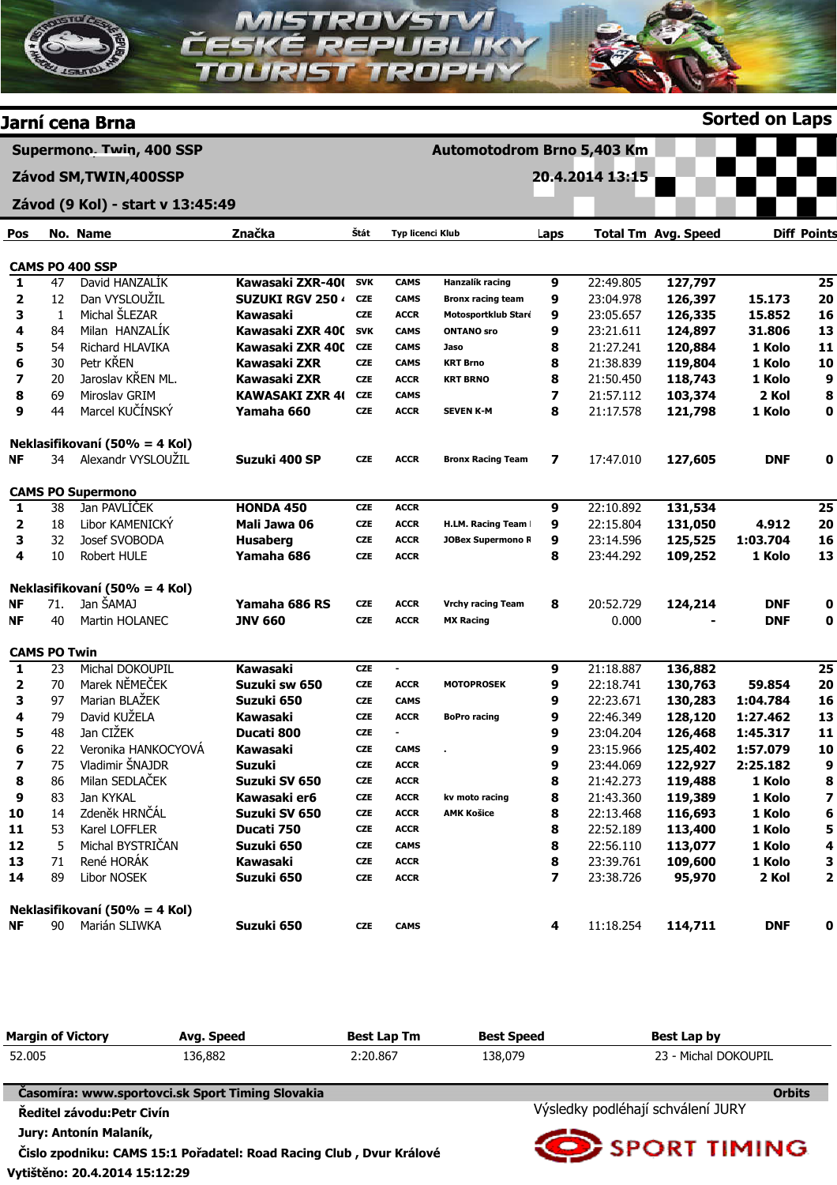# MISTROVSTVÍ ČESKÉ REPUBLIKY TOURIST TROPHY

## Jarní cena Brna

**Sorted on Laps**

**Supermono, Twin, 400 SSP** — **Automotodrom Brno 5,403 Km**

**Závod SM,TWIN,400SSP** — **20.4.2014 13:15**

**Závod (9 Kol) - start v 13:45:49**

| Pos | No. | Name | Značka | Štát | Typ licenci | Klub | Laps | Total Tm | Avg. Speed | Diff | Points |
|---|---|---|---|---|---|---|---|---|---|---|---|
| **CAMS PO 400 SSP** | | | | | | | | | | | |
| 1 | 47 | David HANZALÍK | Kawasaki ZXR-40( | SVK | CAMS | Hanzalík racing | 9 | 22:49.805 | 127,797 | | 25 |
| 2 | 12 | Dan VYSLOUŽIL | SUZUKI RGV 250 ⁄ | CZE | CAMS | Bronx racing team | 9 | 23:04.978 | 126,397 | 15.173 | 20 |
| 3 | 1 | Michal ŠLEZAR | Kawasaki | CZE | ACCR | Motosportklub Staré | 9 | 23:05.657 | 126,335 | 15.852 | 16 |
| 4 | 84 | Milan HANZALÍK | Kawasaki ZXR 40( | SVK | CAMS | ONTANO sro | 9 | 23:21.611 | 124,897 | 31.806 | 13 |
| 5 | 54 | Richard HLAVIKA | Kawasaki ZXR 40( | CZE | CAMS | Jaso | 8 | 21:27.241 | 120,884 | 1 Kolo | 11 |
| 6 | 30 | Petr KŘEN | Kawasaki ZXR | CZE | CAMS | KRT Brno | 8 | 21:38.839 | 119,804 | 1 Kolo | 10 |
| 7 | 20 | Jaroslav KŘEN ML. | Kawasaki ZXR | CZE | ACCR | KRT BRNO | 8 | 21:50.450 | 118,743 | 1 Kolo | 9 |
| 8 | 69 | Miroslav GRIM | KAWASAKI ZXR 4( | CZE | CAMS | | 7 | 21:57.112 | 103,374 | 2 Kol | 8 |
| 9 | 44 | Marcel KUČÍNSKÝ | Yamaha 660 | CZE | ACCR | SEVEN K-M | 8 | 21:17.578 | 121,798 | 1 Kolo | 0 |
| **Neklasifikovaní (50% = 4 Kol)** | | | | | | | | | | | |
| NF | 34 | Alexandr VYSLOUŽIL | Suzuki 400 SP | CZE | ACCR | Bronx Racing Team | 7 | 17:47.010 | 127,605 | DNF | 0 |
| **CAMS PO Supermono** | | | | | | | | | | | |
| 1 | 38 | Jan PAVLÍČEK | HONDA 450 | CZE | ACCR | | 9 | 22:10.892 | 131,534 | | 25 |
| 2 | 18 | Libor KAMENICKÝ | Mali Jawa 06 | CZE | ACCR | H.LM. Racing Team I | 9 | 22:15.804 | 131,050 | 4.912 | 20 |
| 3 | 32 | Josef SVOBODA | Husaberg | CZE | ACCR | JOBex Supermono R | 9 | 23:14.596 | 125,525 | 1:03.704 | 16 |
| 4 | 10 | Robert HULE | Yamaha 686 | CZE | ACCR | | 8 | 23:44.292 | 109,252 | 1 Kolo | 13 |
| **Neklasifikovaní (50% = 4 Kol)** | | | | | | | | | | | |
| NF | 71. | Jan ŠAMAJ | Yamaha 686 RS | CZE | ACCR | Vrchy racing Team | 8 | 20:52.729 | 124,214 | DNF | 0 |
| NF | 40 | Martin HOLANEC | JNV 660 | CZE | ACCR | MX Racing | | 0.000 | - | DNF | 0 |
| **CAMS PO Twin** | | | | | | | | | | | |
| 1 | 23 | Michal DOKOUPIL | Kawasaki | CZE | - | | 9 | 21:18.887 | 136,882 | | 25 |
| 2 | 70 | Marek NĚMEČEK | Suzuki sw 650 | CZE | ACCR | MOTOPROSEK | 9 | 22:18.741 | 130,763 | 59.854 | 20 |
| 3 | 97 | Marian BLAŽEK | Suzuki 650 | CZE | CAMS | | 9 | 22:23.671 | 130,283 | 1:04.784 | 16 |
| 4 | 79 | David KUŽELA | Kawasaki | CZE | ACCR | BoPro racing | 9 | 22:46.349 | 128,120 | 1:27.462 | 13 |
| 5 | 48 | Jan CIŽEK | Ducati 800 | CZE | - | | 9 | 23:04.204 | 126,468 | 1:45.317 | 11 |
| 6 | 22 | Veronika HANKOCYOVÁ | Kawasaki | CZE | CAMS | . | 9 | 23:15.966 | 125,402 | 1:57.079 | 10 |
| 7 | 75 | Vladimír ŠNAJDR | Suzuki | CZE | ACCR | | 9 | 23:44.069 | 122,927 | 2:25.182 | 9 |
| 8 | 86 | Milan SEDLÁČEK | Suzuki SV 650 | CZE | ACCR | | 8 | 21:42.273 | 119,488 | 1 Kolo | 8 |
| 9 | 83 | Jan KYKAL | Kawasaki er6 | CZE | ACCR | kv moto racing | 8 | 21:43.360 | 119,389 | 1 Kolo | 7 |
| 10 | 14 | Zdeněk HRNČÁL | Suzuki SV 650 | CZE | ACCR | AMK Košice | 8 | 22:13.468 | 116,693 | 1 Kolo | 6 |
| 11 | 53 | Karel LOFFLER | Ducati 750 | CZE | ACCR | | 8 | 22:52.189 | 113,400 | 1 Kolo | 5 |
| 12 | 5 | Michal BYSTRIČAN | Suzuki 650 | CZE | CAMS | | 8 | 22:56.110 | 113,077 | 1 Kolo | 4 |
| 13 | 71 | René HORÁK | Kawasaki | CZE | ACCR | | 8 | 23:39.761 | 109,600 | 1 Kolo | 3 |
| 14 | 89 | Libor NOSEK | Suzuki 650 | CZE | ACCR | | 7 | 23:38.726 | 95,970 | 2 Kol | 2 |
| **Neklasifikovaní (50% = 4 Kol)** | | | | | | | | | | | |
| NF | 90 | Marián SLIWKA | Suzuki 650 | CZE | CAMS | | 4 | 11:18.254 | 114,711 | DNF | 0 |

| Margin of Victory | Avg. Speed | Best Lap Tm | Best Speed | Best Lap by |
|---|---|---|---|---|
| 52.005 | 136,882 | 2:20.867 | 138,079 | 23 - Michal DOKOUPIL |

**Časomíra: www.sportovci.sk Sport Timing Slovakia** — **Orbits**

**Ředitel závodu:Petr Civín**

**Jury: Antonín Malaník,**

**Čislo zpodniku: CAMS 15:1 Pořadatel: Road Racing Club , Dvur Králové**

Výsledky podléhají schválení JURY

SPORT TIMING

**Vytištěno: 20.4.2014 15:12:29**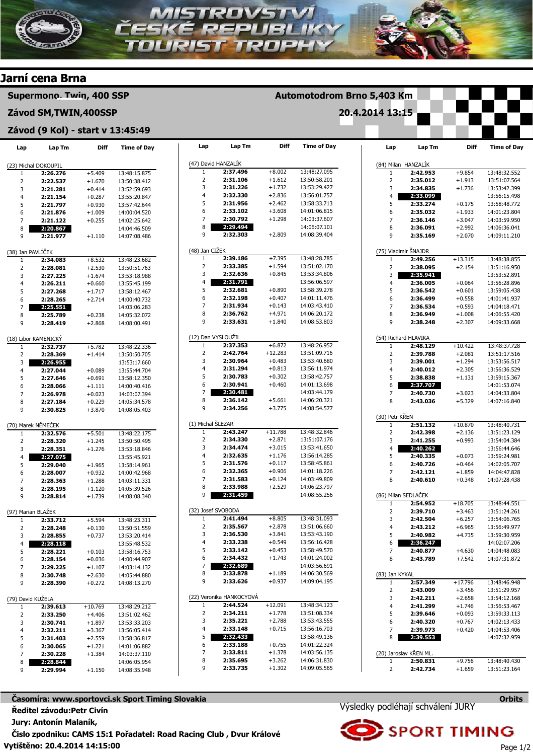# Mistrovství České republiky Tourist Trophy

## Jarní cena Brna

**Supermono, Twin, 400 SSP** — **Automotodrom Brno 5,403 Km**

**Závod SM,TWIN,400SSP** — **20.4.2014 13:15**

**Závod (9 Kol) - start v 13:45:49**

(23) Michal DOKOUPIL

| Lap | Lap Tm | Diff | Time of Day |
|---|---|---|---|
| 1 | **2:26.276** | +5.409 | 13:48:15.875 |
| 2 | **2:22.537** | +1.670 | 13:50:38.412 |
| 3 | **2:21.281** | +0.414 | 13:52:59.693 |
| 4 | **2:21.154** | +0.287 | 13:55:20.847 |
| 5 | **2:21.797** | +0.930 | 13:57:42.644 |
| 6 | **2:21.876** | +1.009 | 14:00:04.520 |
| 7 | **2:21.122** | +0.255 | 14:02:25.642 |
| 8 | **2:20.867** | | 14:04:46.509 |
| 9 | **2:21.977** | +1.110 | 14:07:08.486 |

(38) Jan PAVLÍČEK

| Lap | Lap Tm | Diff | Time of Day |
|---|---|---|---|
| 1 | **2:34.083** | +8.532 | 13:48:23.682 |
| 2 | **2:28.081** | +2.530 | 13:50:51.763 |
| 3 | **2:27.225** | +1.674 | 13:53:18.988 |
| 4 | **2:26.211** | +0.660 | 13:55:45.199 |
| 5 | **2:27.268** | +1.717 | 13:58:12.467 |
| 6 | **2:28.265** | +2.714 | 14:00:40.732 |
| 7 | **2:25.551** | | 14:03:06.283 |
| 8 | **2:25.789** | +0.238 | 14:05:32.072 |
| 9 | **2:28.419** | +2.868 | 14:08:00.491 |

(18) Libor KAMENICKÝ

| Lap | Lap Tm | Diff | Time of Day |
|---|---|---|---|
| 1 | **2:32.737** | +5.782 | 13:48:22.336 |
| 2 | **2:28.369** | +1.414 | 13:50:50.705 |
| 3 | **2:26.955** | | 13:53:17.660 |
| 4 | **2:27.044** | +0.089 | 13:55:44.704 |
| 5 | **2:27.646** | +0.691 | 13:58:12.350 |
| 6 | **2:28.066** | +1.111 | 14:00:40.416 |
| 7 | **2:26.978** | +0.023 | 14:03:07.394 |
| 8 | **2:27.184** | +0.229 | 14:05:34.578 |
| 9 | **2:30.825** | +3.870 | 14:08:05.403 |

(70) Marek NĚMEČEK

| Lap | Lap Tm | Diff | Time of Day |
|---|---|---|---|
| 1 | **2:32.576** | +5.501 | 13:48:22.175 |
| 2 | **2:28.320** | +1.245 | 13:50:50.495 |
| 3 | **2:28.351** | +1.276 | 13:53:18.846 |
| 4 | **2:27.075** | | 13:55:45.921 |
| 5 | **2:29.040** | +1.965 | 13:58:14.961 |
| 6 | **2:28.007** | +0.932 | 14:00:42.968 |
| 7 | **2:28.363** | +1.288 | 14:03:11.331 |
| 8 | **2:28.195** | +1.120 | 14:05:39.526 |
| 9 | **2:28.814** | +1.739 | 14:08:08.340 |

(97) Marian BLAŽEK

| Lap | Lap Tm | Diff | Time of Day |
|---|---|---|---|
| 1 | **2:33.712** | +5.594 | 13:48:23.311 |
| 2 | **2:28.248** | +0.130 | 13:50:51.559 |
| 3 | **2:28.855** | +0.737 | 13:53:20.414 |
| 4 | **2:28.118** | | 13:55:48.532 |
| 5 | **2:28.221** | +0.103 | 13:58:16.753 |
| 6 | **2:28.154** | +0.036 | 14:00:44.907 |
| 7 | **2:29.225** | +1.107 | 14:03:14.132 |
| 8 | **2:30.748** | +2.630 | 14:05:44.880 |
| 9 | **2:28.390** | +0.272 | 14:08:13.270 |

(79) David KUŽELA

| Lap | Lap Tm | Diff | Time of Day |
|---|---|---|---|
| 1 | **2:39.613** | +10.769 | 13:48:29.212 |
| 2 | **2:33.250** | +4.406 | 13:51:02.462 |
| 3 | **2:30.741** | +1.897 | 13:53:33.203 |
| 4 | **2:32.211** | +3.367 | 13:56:05.414 |
| 5 | **2:31.403** | +2.559 | 13:58:36.817 |
| 6 | **2:30.065** | +1.221 | 14:01:06.882 |
| 7 | **2:30.228** | +1.384 | 14:03:37.110 |
| 8 | **2:28.844** | | 14:06:05.954 |
| 9 | **2:29.994** | +1.150 | 14:08:35.948 |

(47) David HANZALÍK

| Lap | Lap Tm | Diff | Time of Day |
|---|---|---|---|
| 1 | **2:37.496** | +8.002 | 13:48:27.095 |
| 2 | **2:31.106** | +1.612 | 13:50:58.201 |
| 3 | **2:31.226** | +1.732 | 13:53:29.427 |
| 4 | **2:32.330** | +2.836 | 13:56:01.757 |
| 5 | **2:31.956** | +2.462 | 13:58:33.713 |
| 6 | **2:33.102** | +3.608 | 14:01:06.815 |
| 7 | **2:30.792** | +1.298 | 14:03:37.607 |
| 8 | **2:29.494** | | 14:06:07.101 |
| 9 | **2:32.303** | +2.809 | 14:08:39.404 |

(48) Jan CIŽEK

| Lap | Lap Tm | Diff | Time of Day |
|---|---|---|---|
| 1 | **2:39.186** | +7.395 | 13:48:28.785 |
| 2 | **2:33.385** | +1.594 | 13:51:02.170 |
| 3 | **2:32.636** | +0.845 | 13:53:34.806 |
| 4 | **2:31.791** | | 13:56:06.597 |
| 5 | **2:32.681** | +0.890 | 13:58:39.278 |
| 6 | **2:32.198** | +0.407 | 14:01:11.476 |
| 7 | **2:31.934** | +0.143 | 14:03:43.410 |
| 8 | **2:36.762** | +4.971 | 14:06:20.172 |
| 9 | **2:33.631** | +1.840 | 14:08:53.803 |

(12) Dan VYSLOUŽIL

| Lap | Lap Tm | Diff | Time of Day |
|---|---|---|---|
| 1 | **2:37.353** | +6.872 | 13:48:26.952 |
| 2 | **2:42.764** | +12.283 | 13:51:09.716 |
| 3 | **2:30.964** | +0.483 | 13:53:40.680 |
| 4 | **2:31.294** | +0.813 | 13:56:11.974 |
| 5 | **2:30.783** | +0.302 | 13:58:42.757 |
| 6 | **2:30.941** | +0.460 | 14:01:13.698 |
| 7 | **2:30.481** | | 14:03:44.179 |
| 8 | **2:36.142** | +5.661 | 14:06:20.321 |
| 9 | **2:34.256** | +3.775 | 14:08:54.577 |

(1) Michal ŠLEZAR

| Lap | Lap Tm | Diff | Time of Day |
|---|---|---|---|
| 1 | **2:43.247** | +11.788 | 13:48:32.846 |
| 2 | **2:34.330** | +2.871 | 13:51:07.176 |
| 3 | **2:34.474** | +3.015 | 13:53:41.650 |
| 4 | **2:32.635** | +1.176 | 13:56:14.285 |
| 5 | **2:31.576** | +0.117 | 13:58:45.861 |
| 6 | **2:32.365** | +0.906 | 14:01:18.226 |
| 7 | **2:31.583** | +0.124 | 14:03:49.809 |
| 8 | **2:33.988** | +2.529 | 14:06:23.797 |
| 9 | **2:31.459** | | 14:08:55.256 |

(32) Josef SVOBODA

| Lap | Lap Tm | Diff | Time of Day |
|---|---|---|---|
| 1 | **2:41.494** | +8.805 | 13:48:31.093 |
| 2 | **2:35.567** | +2.878 | 13:51:06.660 |
| 3 | **2:36.530** | +3.841 | 13:53:43.190 |
| 4 | **2:33.238** | +0.549 | 13:56:16.428 |
| 5 | **2:33.142** | +0.453 | 13:58:49.570 |
| 6 | **2:34.432** | +1.743 | 14:01:24.002 |
| 7 | **2:32.689** | | 14:03:56.691 |
| 8 | **2:33.878** | +1.189 | 14:06:30.569 |
| 9 | **2:33.626** | +0.937 | 14:09:04.195 |

(22) Veronika HANKOCYOVÁ

| Lap | Lap Tm | Diff | Time of Day |
|---|---|---|---|
| 1 | **2:44.524** | +12.091 | 13:48:34.123 |
| 2 | **2:34.211** | +1.778 | 13:51:08.334 |
| 3 | **2:35.221** | +2.788 | 13:53:43.555 |
| 4 | **2:33.148** | +0.715 | 13:56:16.703 |
| 5 | **2:32.433** | | 13:58:49.136 |
| 6 | **2:33.188** | +0.755 | 14:01:22.324 |
| 7 | **2:33.811** | +1.378 | 14:03:56.135 |
| 8 | **2:35.695** | +3.262 | 14:06:31.830 |
| 9 | **2:33.735** | +1.302 | 14:09:05.565 |

(84) Milan HANZALÍK

| Lap | Lap Tm | Diff | Time of Day |
|---|---|---|---|
| 1 | **2:42.953** | +9.854 | 13:48:32.552 |
| 2 | **2:35.012** | +1.913 | 13:51:07.564 |
| 3 | **2:34.835** | +1.736 | 13:53:42.399 |
| 4 | **2:33.099** | | 13:56:15.498 |
| 5 | **2:33.274** | +0.175 | 13:58:48.772 |
| 6 | **2:35.032** | +1.933 | 14:01:23.804 |
| 7 | **2:36.146** | +3.047 | 14:03:59.950 |
| 8 | **2:36.091** | +2.992 | 14:06:36.041 |
| 9 | **2:35.169** | +2.070 | 14:09:11.210 |

(75) Vladimír ŠNAJDR

| Lap | Lap Tm | Diff | Time of Day |
|---|---|---|---|
| 1 | **2:49.256** | +13.315 | 13:48:38.855 |
| 2 | **2:38.095** | +2.154 | 13:51:16.950 |
| 3 | **2:35.941** | | 13:53:52.891 |
| 4 | **2:36.005** | +0.064 | 13:56:28.896 |
| 5 | **2:36.542** | +0.601 | 13:59:05.438 |
| 6 | **2:36.499** | +0.558 | 14:01:41.937 |
| 7 | **2:36.534** | +0.593 | 14:04:18.471 |
| 8 | **2:36.949** | +1.008 | 14:06:55.420 |
| 9 | **2:38.248** | +2.307 | 14:09:33.668 |

(54) Richard HLAVIKA

| Lap | Lap Tm | Diff | Time of Day |
|---|---|---|---|
| 1 | **2:48.129** | +10.422 | 13:48:37.728 |
| 2 | **2:39.788** | +2.081 | 13:51:17.516 |
| 3 | **2:39.001** | +1.294 | 13:53:56.517 |
| 4 | **2:40.012** | +2.305 | 13:56:36.529 |
| 5 | **2:38.838** | +1.131 | 13:59:15.367 |
| 6 | **2:37.707** | | 14:01:53.074 |
| 7 | **2:40.730** | +3.023 | 14:04:33.804 |
| 8 | **2:43.036** | +5.329 | 14:07:16.840 |

(30) Petr KŘEN

| Lap | Lap Tm | Diff | Time of Day |
|---|---|---|---|
| 1 | **2:51.132** | +10.870 | 13:48:40.731 |
| 2 | **2:42.398** | +2.136 | 13:51:23.129 |
| 3 | **2:41.255** | +0.993 | 13:54:04.384 |
| 4 | **2:40.262** | | 13:56:44.646 |
| 5 | **2:40.335** | +0.073 | 13:59:24.981 |
| 6 | **2:40.726** | +0.464 | 14:02:05.707 |
| 7 | **2:42.121** | +1.859 | 14:04:47.828 |
| 8 | **2:40.610** | +0.348 | 14:07:28.438 |

(86) Milan SEDLAČEK

| Lap | Lap Tm | Diff | Time of Day |
|---|---|---|---|
| 1 | **2:54.952** | +18.705 | 13:48:44.551 |
| 2 | **2:39.710** | +3.463 | 13:51:24.261 |
| 3 | **2:42.504** | +6.257 | 13:54:06.765 |
| 4 | **2:43.212** | +6.965 | 13:56:49.977 |
| 5 | **2:40.982** | +4.735 | 13:59:30.959 |
| 6 | **2:36.247** | | 14:02:07.206 |
| 7 | **2:40.877** | +4.630 | 14:04:48.083 |
| 8 | **2:43.789** | +7.542 | 14:07:31.872 |

(83) Jan KYKAL

| Lap | Lap Tm | Diff | Time of Day |
|---|---|---|---|
| 1 | **2:57.349** | +17.796 | 13:48:46.948 |
| 2 | **2:43.009** | +3.456 | 13:51:29.957 |
| 3 | **2:42.211** | +2.658 | 13:54:12.168 |
| 4 | **2:41.299** | +1.746 | 13:56:53.467 |
| 5 | **2:39.646** | +0.093 | 13:59:33.113 |
| 6 | **2:40.320** | +0.767 | 14:02:13.433 |
| 7 | **2:39.973** | +0.420 | 14:04:53.406 |
| 8 | **2:39.553** | | 14:07:32.959 |

(20) Jaroslav KŘEN ML.

| Lap | Lap Tm | Diff | Time of Day |
|---|---|---|---|
| 1 | **2:50.831** | +9.756 | 13:48:40.430 |
| 2 | **2:42.734** | +1.659 | 13:51:23.164 |

**Časomíra: www.sportovci.sk Sport Timing Slovakia** — **Orbits**

**Ředitel závodu:Petr Civín**

**Jury: Antonín Malaník,**

**Číslo zpodniku: CAMS 15:1 Pořadatel: Road Racing Club , Dvur Králové**

**Vytištěno: 20.4.2014 14:15:00**

Výsledky podléhají schválení JURY

SPORT TIMING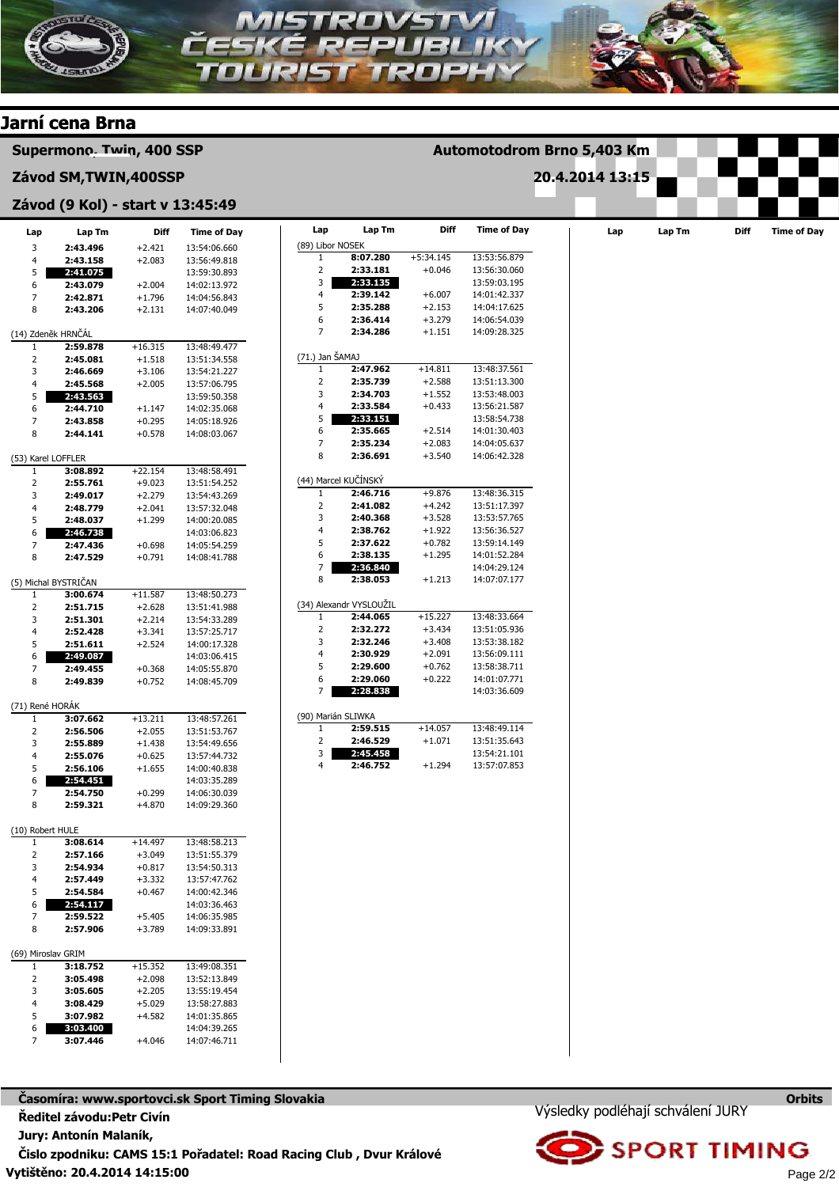# MISTROVSTVÍ ČESKÉ REPUBLIKY TOURIST TROPHY

## Jarní cena Brna

**Supermono, Twin, 400 SSP** — **Automotodrom Brno 5,403 Km**

**Závod SM,TWIN,400SSP** — **20.4.2014 13:15**

**Závod (9 Kol) - start v 13:45:49**

| Lap | Lap Tm | Diff | Time of Day |
|---|---|---|---|
| 3 | **2:43.496** | +2.421 | 13:54:06.660 |
| 4 | **2:43.158** | +2.083 | 13:56:49.818 |
| 5 | **2:41.075** | | 13:59:30.893 |
| 6 | **2:43.079** | +2.004 | 14:02:13.972 |
| 7 | **2:42.871** | +1.796 | 14:04:56.843 |
| 8 | **2:43.206** | +2.131 | 14:07:40.049 |

(14) Zdeněk HRNČÁL

| Lap | Lap Tm | Diff | Time of Day |
|---|---|---|---|
| 1 | **2:59.878** | +16.315 | 13:48:49.477 |
| 2 | **2:45.081** | +1.518 | 13:51:34.558 |
| 3 | **2:46.669** | +3.106 | 13:54:21.227 |
| 4 | **2:45.568** | +2.005 | 13:57:06.795 |
| 5 | **2:43.563** | | 13:59:50.358 |
| 6 | **2:44.710** | +1.147 | 14:02:35.068 |
| 7 | **2:43.858** | +0.295 | 14:05:18.926 |
| 8 | **2:44.141** | +0.578 | 14:08:03.067 |

(53) Karel LOFFLER

| Lap | Lap Tm | Diff | Time of Day |
|---|---|---|---|
| 1 | **3:08.892** | +22.154 | 13:48:58.491 |
| 2 | **2:55.761** | +9.023 | 13:51:54.252 |
| 3 | **2:49.017** | +2.279 | 13:54:43.269 |
| 4 | **2:48.779** | +2.041 | 13:57:32.048 |
| 5 | **2:48.037** | +1.299 | 14:00:20.085 |
| 6 | **2:46.738** | | 14:03:06.823 |
| 7 | **2:47.436** | +0.698 | 14:05:54.259 |
| 8 | **2:47.529** | +0.791 | 14:08:41.788 |

(5) Michal BYSTRIČAN

| Lap | Lap Tm | Diff | Time of Day |
|---|---|---|---|
| 1 | **3:00.674** | +11.587 | 13:48:50.273 |
| 2 | **2:51.715** | +2.628 | 13:51:41.988 |
| 3 | **2:51.301** | +2.214 | 13:54:33.289 |
| 4 | **2:52.428** | +3.341 | 13:57:25.717 |
| 5 | **2:51.611** | +2.524 | 14:00:17.328 |
| 6 | **2:49.087** | | 14:03:06.415 |
| 7 | **2:49.455** | +0.368 | 14:05:55.870 |
| 8 | **2:49.839** | +0.752 | 14:08:45.709 |

(71) René HORÁK

| Lap | Lap Tm | Diff | Time of Day |
|---|---|---|---|
| 1 | **3:07.662** | +13.211 | 13:48:57.261 |
| 2 | **2:56.506** | +2.055 | 13:51:53.767 |
| 3 | **2:55.889** | +1.438 | 13:54:49.656 |
| 4 | **2:55.076** | +0.625 | 13:57:44.732 |
| 5 | **2:56.106** | +1.655 | 14:00:40.838 |
| 6 | **2:54.451** | | 14:03:35.289 |
| 7 | **2:54.750** | +0.299 | 14:06:30.039 |
| 8 | **2:59.321** | +4.870 | 14:09:29.360 |

(10) Robert HULE

| Lap | Lap Tm | Diff | Time of Day |
|---|---|---|---|
| 1 | **3:08.614** | +14.497 | 13:48:58.213 |
| 2 | **2:57.166** | +3.049 | 13:51:55.379 |
| 3 | **2:54.934** | +0.817 | 13:54:50.313 |
| 4 | **2:57.449** | +3.332 | 13:57:47.762 |
| 5 | **2:54.584** | +0.467 | 14:00:42.346 |
| 6 | **2:54.117** | | 14:03:36.463 |
| 7 | **2:59.522** | +5.405 | 14:06:35.985 |
| 8 | **2:57.906** | +3.789 | 14:09:33.891 |

(69) Miroslav GRIM

| Lap | Lap Tm | Diff | Time of Day |
|---|---|---|---|
| 1 | **3:18.752** | +15.352 | 13:49:08.351 |
| 2 | **3:05.498** | +2.098 | 13:52:13.849 |
| 3 | **3:05.605** | +2.205 | 13:55:19.454 |
| 4 | **3:08.429** | +5.029 | 13:58:27.883 |
| 5 | **3:07.982** | +4.582 | 14:01:35.865 |
| 6 | **3:03.400** | | 14:04:39.265 |
| 7 | **3:07.446** | +4.046 | 14:07:46.711 |

(89) Libor NOSEK

| Lap | Lap Tm | Diff | Time of Day |
|---|---|---|---|
| 1 | **8:07.280** | +5:34.145 | 13:53:56.879 |
| 2 | **2:33.181** | +0.046 | 13:56:30.060 |
| 3 | **2:33.135** | | 13:59:03.195 |
| 4 | **2:39.142** | +6.007 | 14:01:42.337 |
| 5 | **2:35.288** | +2.153 | 14:04:17.625 |
| 6 | **2:36.414** | +3.279 | 14:06:54.039 |
| 7 | **2:34.286** | +1.151 | 14:09:28.325 |

(71.) Jan ŠAMAJ

| Lap | Lap Tm | Diff | Time of Day |
|---|---|---|---|
| 1 | **2:47.962** | +14.811 | 13:48:37.561 |
| 2 | **2:35.739** | +2.588 | 13:51:13.300 |
| 3 | **2:34.703** | +1.552 | 13:53:48.003 |
| 4 | **2:33.584** | +0.433 | 13:56:21.587 |
| 5 | **2:33.151** | | 13:58:54.738 |
| 6 | **2:35.665** | +2.514 | 14:01:30.403 |
| 7 | **2:35.234** | +2.083 | 14:04:05.637 |
| 8 | **2:36.691** | +3.540 | 14:06:42.328 |

(44) Marcel KUČÍNSKÝ

| Lap | Lap Tm | Diff | Time of Day |
|---|---|---|---|
| 1 | **2:46.716** | +9.876 | 13:48:36.315 |
| 2 | **2:41.082** | +4.242 | 13:51:17.397 |
| 3 | **2:40.368** | +3.528 | 13:53:57.765 |
| 4 | **2:38.762** | +1.922 | 13:56:36.527 |
| 5 | **2:37.622** | +0.782 | 13:59:14.149 |
| 6 | **2:38.135** | +1.295 | 14:01:52.284 |
| 7 | **2:36.840** | | 14:04:29.124 |
| 8 | **2:38.053** | +1.213 | 14:07:07.177 |

(34) Alexandr VYSLOUŽIL

| Lap | Lap Tm | Diff | Time of Day |
|---|---|---|---|
| 1 | **2:44.065** | +15.227 | 13:48:33.664 |
| 2 | **2:32.272** | +3.434 | 13:51:05.936 |
| 3 | **2:32.246** | +3.408 | 13:53:38.182 |
| 4 | **2:30.929** | +2.091 | 13:56:09.111 |
| 5 | **2:29.600** | +0.762 | 13:58:38.711 |
| 6 | **2:29.060** | +0.222 | 14:01:07.771 |
| 7 | **2:28.838** | | 14:03:36.609 |

(90) Marián SLIWKA

| Lap | Lap Tm | Diff | Time of Day |
|---|---|---|---|
| 1 | **2:59.515** | +14.057 | 13:48:49.114 |
| 2 | **2:46.529** | +1.071 | 13:51:35.643 |
| 3 | **2:45.458** | | 13:54:21.101 |
| 4 | **2:46.752** | +1.294 | 13:57:07.853 |

**Časomíra: www.sportovci.sk Sport Timing Slovakia** — **Orbits**

**Ředitel závodu:Petr Civín**

**Jury: Antonín Malaník,**

**Číslo zpodniku: CAMS 15:1 Pořadatel: Road Racing Club , Dvur Králové**

Výsledky podléhají schválení JURY

SPORT TIMING

**Vytištěno: 20.4.2014 14:15:00**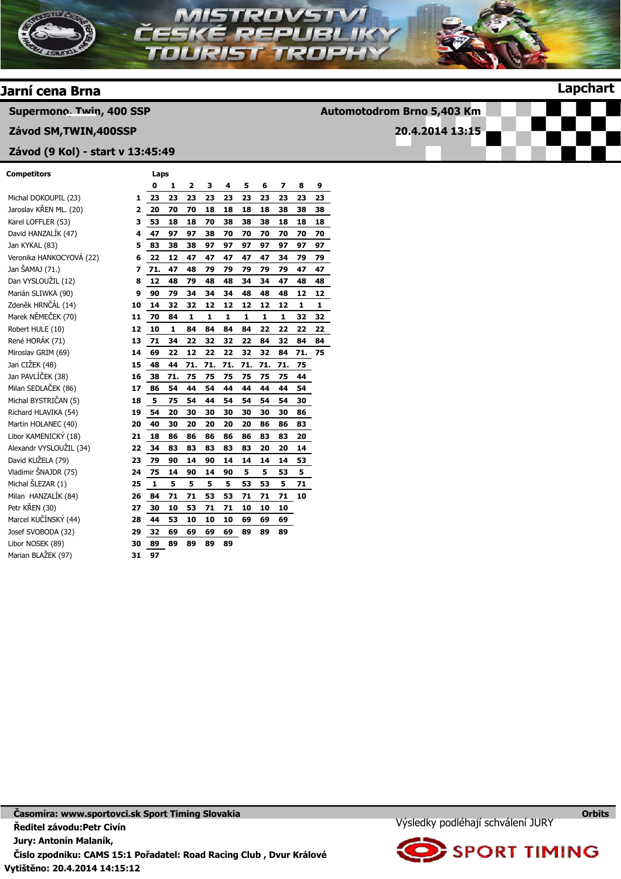MISTROVSTVÍ ČESKÉ REPUBLIKY TOURIST TROPHY

## Jarní cena Brna

**Lapchart**

**Supermono, Twin, 400 SSP** — **Automotodrom Brno 5,403 Km**

**Závod SM,TWIN,400SSP** — **20.4.2014 13:15**

**Závod (9 Kol) - start v 13:45:49**

| Competitors | | 0 | 1 | 2 | 3 | 4 | 5 | 6 | 7 | 8 | 9 |
|---|---|---|---|---|---|---|---|---|---|---|---|
| Michal DOKOUPIL (23) | 1 | 23 | 23 | 23 | 23 | 23 | 23 | 23 | 23 | 23 | 23 |
| Jaroslav KŘEN ML. (20) | 2 | 20 | 70 | 70 | 18 | 18 | 18 | 18 | 38 | 38 | 38 |
| Karel LOFFLER (53) | 3 | 53 | 18 | 18 | 70 | 38 | 38 | 38 | 18 | 18 | 18 |
| David HANZALÍK (47) | 4 | 47 | 97 | 97 | 38 | 70 | 70 | 70 | 70 | 70 | 70 |
| Jan KYKAL (83) | 5 | 83 | 38 | 38 | 97 | 97 | 97 | 97 | 97 | 97 | 97 |
| Veronika HANKOCYOVÁ (22) | 6 | 22 | 12 | 47 | 47 | 47 | 47 | 47 | 34 | 79 | 79 |
| Jan ŠAMAJ (71.) | 7 | 71. | 47 | 48 | 79 | 79 | 79 | 79 | 79 | 47 | 47 |
| Dan VYSLOUŽIL (12) | 8 | 12 | 48 | 79 | 48 | 48 | 34 | 34 | 47 | 48 | 48 |
| Marián SLIWKA (90) | 9 | 90 | 79 | 34 | 34 | 34 | 48 | 48 | 48 | 12 | 12 |
| Zdeněk HRNČÁL (14) | 10 | 14 | 32 | 32 | 12 | 12 | 12 | 12 | 12 | 1 | 1 |
| Marek NĚMEČEK (70) | 11 | 70 | 84 | 1 | 1 | 1 | 1 | 1 | 1 | 32 | 32 |
| Robert HULE (10) | 12 | 10 | 1 | 84 | 84 | 84 | 84 | 22 | 22 | 22 | 22 |
| René HORÁK (71) | 13 | 71 | 34 | 22 | 32 | 32 | 22 | 84 | 32 | 84 | 84 |
| Miroslav GRIM (69) | 14 | 69 | 22 | 12 | 22 | 22 | 32 | 32 | 84 | 71. | 75 |
| Jan CIŽEK (48) | 15 | 48 | 44 | 71. | 71. | 71. | 71. | 71. | 71. | 75 | |
| Jan PAVLÍČEK (38) | 16 | 38 | 71. | 75 | 75 | 75 | 75 | 75 | 75 | 44 | |
| Milan SEDLAČEK (86) | 17 | 86 | 54 | 44 | 54 | 44 | 44 | 44 | 44 | 54 | |
| Michal BYSTRIČAN (5) | 18 | 5 | 75 | 54 | 44 | 54 | 54 | 54 | 54 | 30 | |
| Richard HLAVIKA (54) | 19 | 54 | 20 | 30 | 30 | 30 | 30 | 30 | 30 | 86 | |
| Martin HOLANEC (40) | 20 | 40 | 30 | 20 | 20 | 20 | 20 | 86 | 86 | 83 | |
| Libor KAMENICKÝ (18) | 21 | 18 | 86 | 86 | 86 | 86 | 86 | 83 | 83 | 20 | |
| Alexandr VYSLOUŽIL (34) | 22 | 34 | 83 | 83 | 83 | 83 | 83 | 20 | 20 | 14 | |
| David KUŽELA (79) | 23 | 79 | 90 | 14 | 90 | 14 | 14 | 14 | 14 | 53 | |
| Vladimír ŠNAJDR (75) | 24 | 75 | 14 | 90 | 14 | 90 | 5 | 5 | 53 | 5 | |
| Michal ŠLEZAR (1) | 25 | 1 | 5 | 5 | 5 | 5 | 53 | 53 | 5 | 71 | |
| Milan HANZALÍK (84) | 26 | 84 | 71 | 71 | 53 | 53 | 71 | 71 | 71 | 10 | |
| Petr KŘEN (30) | 27 | 30 | 10 | 53 | 71 | 71 | 10 | 10 | 10 | | |
| Marcel KUČÍNSKÝ (44) | 28 | 44 | 53 | 10 | 10 | 10 | 69 | 69 | 69 | | |
| Josef SVOBODA (32) | 29 | 32 | 69 | 69 | 69 | 69 | 89 | 89 | 89 | | |
| Libor NOSEK (89) | 30 | 89 | 89 | 89 | 89 | 89 | | | | | |
| Marian BLAŽEK (97) | 31 | 97 | | | | | | | | | |

**Časomíra: www.sportovci.sk Sport Timing Slovakia** — **Orbits**

**Ředitel závodu:Petr Civín**

Výsledky podléhají schválení JURY

**Jury: Antonín Malaník,**

**Číslo zpodniku: CAMS 15:1 Pořadatel: Road Racing Club , Dvur Králové**

SPORT TIMING

**Vytištěno: 20.4.2014 14:15:12**